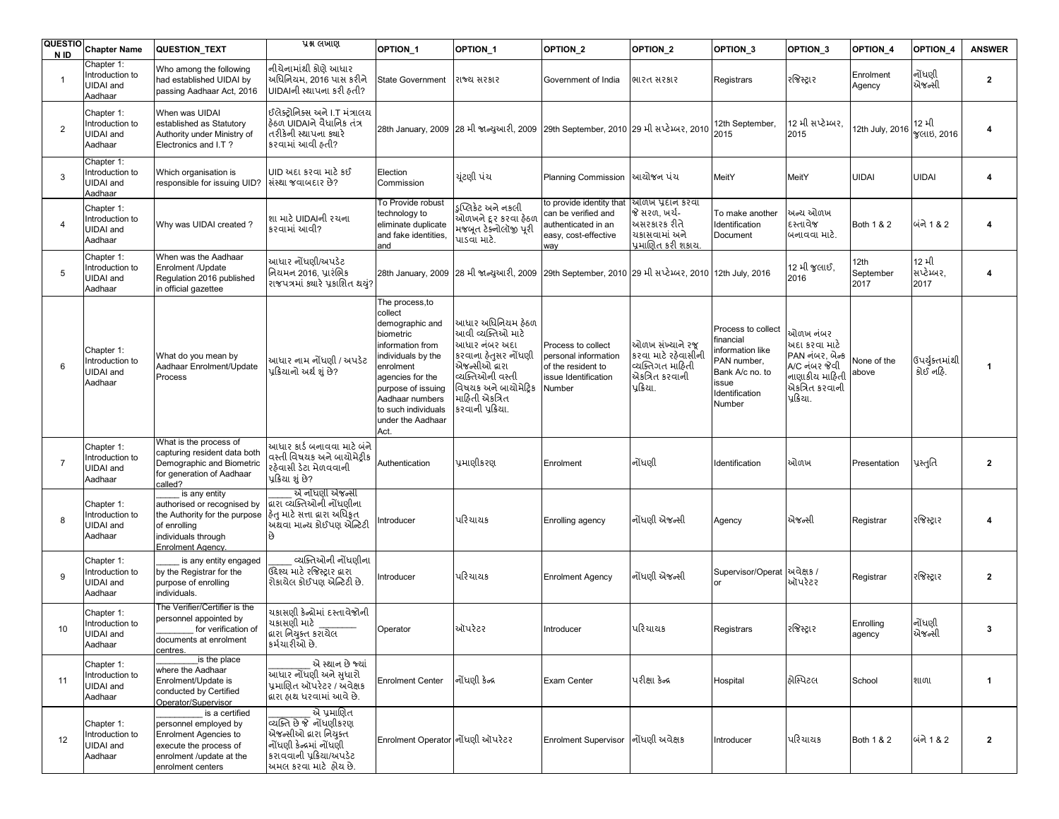| QUESTION ID | Chapter Name | QUESTION_TEXT | પ્રશ્ન લખાણ | OPTION_1 | OPTION_1 | OPTION_2 | OPTION_2 | OPTION_3 | OPTION_3 | OPTION_4 | OPTION_4 | ANSWER |
|---|---|---|---|---|---|---|---|---|---|---|---|---|
| 1 | Chapter 1: Introduction to UIDAI and Aadhaar | Who among the following had established UIDAI by passing Aadhaar Act, 2016 | નીચેનામાંથી કોણે આધાર અધિનિયમ, 2016 પાસ કરીને UIDAIની સ્થાપના કરી હતી? | State Government | રાજ્ય સરકાર | Government of India | ભારત સરકાર | Registrars | રજિસ્ટ્રાર | Enrolment Agency | નોંધણી એજન્સી | 2 |
| 2 | Chapter 1: Introduction to UIDAI and Aadhaar | When was UIDAI established as Statutory Authority under Ministry of Electronics and I.T ? | ઈલેક્ટ્રોનિક્સ અને I.T મંત્રાલય હેઠળ UIDAIને વૈધાનિક તંત્ર તરીકેની સ્થાપના ક્યારે કરવામાં આવી હતી? | 28th January, 2009 | 28 મી જાન્યુઆરી, 2009 | 29th September, 2010 | 29 મી સપ્ટેમ્બર, 2010 | 12th September, 2015 | 12 મી સપ્ટેમ્બર, 2015 | 12th July, 2016 | 12 મી જુલાઇ, 2016 | 4 |
| 3 | Chapter 1: Introduction to UIDAI and Aadhaar | Which organisation is responsible for issuing UID? | UID અદા કરવા માટે કઈ સંસ્થા જવાબદાર છે? | Election Commission | ચૂંટણી પંચ | Planning Commission | આયોજન પંચ | MeitY | MeitY | UIDAI | UIDAI | 4 |
| 4 | Chapter 1: Introduction to UIDAI and Aadhaar | Why was UIDAI created ? | શા માટે UIDAIની રચના કરવામાં આવી? | To Provide robust technology to eliminate duplicate and fake identities, and | ડુપ્લિકેટ અને નકલી ઓળખને દૂર કરવા હેઠળ મજબૂત ટેક્નોલોજી પૂરી પાડવા માટે. | to provide identity that can be verified and authenticated in an easy, cost-effective way | ઓળખ પ્રદાન કરવા જે સરળ, ખર્ચ-અસરકારક રીતે ચકાસવામાં અને પ્રમાણિત કરી શકાય. | To make another Identification Document | અન્ય ઓળખ દસ્તાવેજ બનાવવા માટે. | Both 1 & 2 | બંને 1 & 2 | 4 |
| 5 | Chapter 1: Introduction to UIDAI and Aadhaar | When was the Aadhaar Enrolment /Update Regulation 2016 published in official gazettee | આધાર નોંધણી/અપડેટ નિયમન 2016, પ્રારંભિક રાજપત્રમાં ક્યારે પ્રકાશિત થયું? | 28th January, 2009 | 28 મી જાન્યુઆરી, 2009 | 29th September, 2010 | 29 મી સપ્ટેમ્બર, 2010 | 12th July, 2016 | 12 મી જુલાઈ, 2016 | 12th September 2017 | 12 મી સપ્ટેમ્બર, 2017 | 4 |
| 6 | Chapter 1: Introduction to UIDAI and Aadhaar | What do you mean by Aadhaar Enrolment/Update Process | આધાર નામ નોંધણી / અપડેટ પ્રક્રિયાનો અર્થ શું છે? | The process,to collect demographic and biometric information from individuals by the enrolment agencies for the purpose of issuing Aadhaar numbers to such individuals under the Aadhaar Act. | આધાર અધિનિયમ હેઠળ આવી વ્યક્તિઓ માટે આધાર નંબર અદા કરવાના હેતુસર નોંધણી એજન્સીઓ દ્વારા વ્યક્તિઓની વસ્તી વિષયક અને બાયોમેટ્રિક માહિતી એકત્રિત કરવાની પ્રક્રિયા. | Process to collect personal information of the resident to issue Identification Number | ઓળખ સંખ્યાને રજૂ કરવા માટે રહેવાસીની વ્યક્તિગત માહિતી એકત્રિત કરવાની પ્રક્રિયા. | Process to collect financial information like PAN number, Bank A/c no. to issue Identification Number | ઓળખ નંબર અદા કરવા માટે PAN નંબર, બેન્ક A/C નંબર જેવી નાણાકીય માહિતી એકત્રિત કરવાની પ્રક્રિયા. | None of the above | ઉપર્યુક્તમાંથી કોઈ નહિ. | 1 |
| 7 | Chapter 1: Introduction to UIDAI and Aadhaar | What is the process of capturing resident data both Demographic and Biometric for generation of Aadhaar called? | આધાર કાર્ડ બનાવવા માટે બંને વસ્તી વિષયક અને બાયોમેટ્રીક રહેવાસી ડેટા મેળવવાની પ્રક્રિયા શું છે? | Authentication | પ્રમાણીકરણ | Enrolment | નોંધણી | Identification | ઓળખ | Presentation | પ્રસ્તુતિ | 2 |
| 8 | Chapter 1: Introduction to UIDAI and Aadhaar | _____ is any entity authorised or recognised by the Authority for the purpose of enrolling individuals through Enrolment Agency. | _____ એ નોંધણી એજન્સી દ્વારા વ્યક્તિઓની નોંધણીના હેતુ માટે સત્તા દ્વારા અધિકૃત અથવા માન્ય કોઈપણ એન્ટિટી છે | Introducer | પરિચાયક | Enrolling agency | નોંધણી એજન્સી | Agency | એજન્સી | Registrar | રજિસ્ટ્રાર | 4 |
| 9 | Chapter 1: Introduction to UIDAI and Aadhaar | _____ is any entity engaged by the Registrar for the purpose of enrolling individuals. | _____ વ્યક્તિઓની નોંધણીના ઉદ્દેશ્ય માટે રજિસ્ટ્રાર દ્વારા રોકાયેલ કોઈપણ એન્ટિટી છે. | Introducer | પરિચાયક | Enrolment Agency | નોંધણી એજન્સી | Supervisor/Operator | અવેક્ષક / ઑપરેટર | Registrar | રજિસ્ટ્રાર | 2 |
| 10 | Chapter 1: Introduction to UIDAI and Aadhaar | The Verifier/Certifier is the personnel appointed by ________ for verification of documents at enrolment centres. | ચકાસણી કેન્દ્રોમાં દસ્તાવેજોની ચકાસણી માટે ________ દ્વારા નિયુક્ત કરાયેલ કર્મચારીઓ છે. | Operator | ઑપરેટર | Introducer | પરિચાયક | Registrars | રજિસ્ટ્રાર | Enrolling agency | નોંધણી એજન્સી | 3 |
| 11 | Chapter 1: Introduction to UIDAI and Aadhaar | ________is the place where the Aadhaar Enrolment/Update is conducted by Certified Operator/Supervisor | ________ એ સ્થાન છે જ્યાં આધાર નોંધણી અને સુધારો પ્રમાણિત ઑપરેટર / અવેક્ષક દ્વારા હાથ ધરવામાં આવે છે. | Enrolment Center | નોંધણી કેન્દ્ર | Exam Center | પરીક્ષા કેન્દ્ર | Hospital | હોસ્પિટલ | School | શાળા | 1 |
| 12 | Chapter 1: Introduction to UIDAI and Aadhaar | ________ is a certified personnel employed by Enrolment Agencies to execute the process of enrolment /update at the enrolment centers | ________ એ પ્રમાણિત વ્યક્તિ છે જે નોંધણીકરણ એજન્સીઓ દ્વારા નિયુક્ત નોંધણી કેન્દ્રમાં નોંધણી કરાવવાની પ્રક્રિયા/અપડેટ અમલ કરવા માટે હોય છે. | Enrolment Operator | નોંધણી ઑપરેટર | Enrolment Supervisor | નોંધણી અવેક્ષક | Introducer | પરિચાયક | Both 1 & 2 | બંને 1 & 2 | 2 |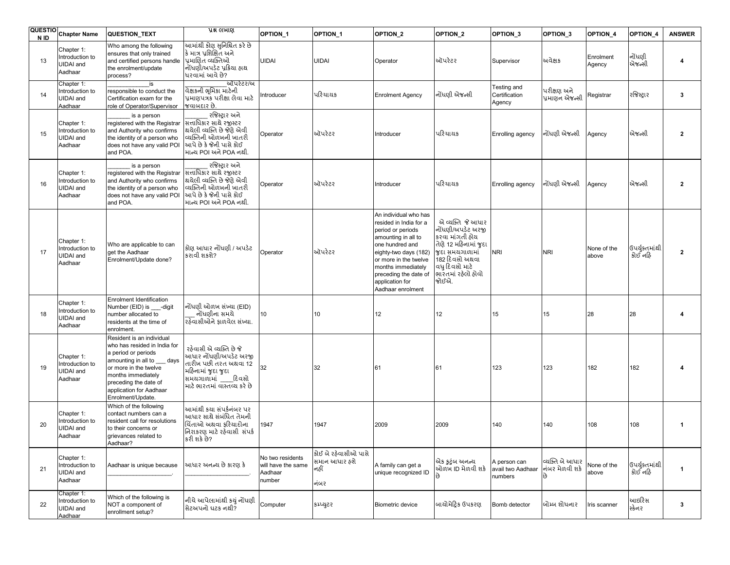| QUESTION ID | Chapter Name | QUESTION_TEXT | પ્રશ્ન લખાણ | OPTION_1 | OPTION_1 | OPTION_2 | OPTION_2 | OPTION_3 | OPTION_3 | OPTION_4 | OPTION_4 | ANSWER |
|---|---|---|---|---|---|---|---|---|---|---|---|---|
| 13 | Chapter 1: Introduction to UIDAI and Aadhaar | Who among the following ensures that only trained and certified persons handle the enrolment/update process? | આમાંથી કોણ સુનિશ્ચિત કરે છે કે માત્ર પ્રશિક્ષિત અને પ્રમાણિત વ્યક્તિઓ નોંધણી/અપડેટ પ્રક્રિયા હાથ ધરવામાં આવે છે? | UIDAI | UIDAI | Operator | ઑપરેટર | Supervisor | અવેક્ષક | Enrolment Agency | નોંધણી એજન્સી | 4 |
| 14 | Chapter 1: Introduction to UIDAI and Aadhaar | ____________ is responsible to conduct the Certification exam for the role of Operator/Supervisor | ____________ ઑપરેટર/અવેક્ષકની ભૂમિકા માટેની પ્રમાણપત્રક પરીક્ષા લેવા માટે જવાબદાર છે. | Introducer | પરિચાયક | Enrolment Agency | નોંધણી એજન્સી | Testing and Certification Agency | પરીક્ષણ અને પ્રમાણન એજન્સી | Registrar | રજિસ્ટ્રાર | 3 |
| 15 | Chapter 1: Introduction to UIDAI and Aadhaar | _______ is a person registered with the Registrar and Authority who confirms the identity of a person who does not have any valid POI and POA. | _______ રજિસ્ટ્રાર અને સત્તાધિકાર સાથે રજીસ્ટર થયેલી વ્યક્તિ છે જેણે એવી વ્યક્તિની ઓળખની ખાતરી આપે છે કે જેની પાસે કોઈ માન્ય POI અને POA નથી. | Operator | ઑપરેટર | Introducer | પરિચાયક | Enrolling agency | નોંધણી એજન્સી | Agency | એજન્સી | 2 |
| 16 | Chapter 1: Introduction to UIDAI and Aadhaar | _______ is a person registered with the Registrar and Authority who confirms the identity of a person who does not have any valid POI and POA. | _______ રજિસ્ટ્રાર અને સત્તાધિકાર સાથે રજીસ્ટર થયેલી વ્યક્તિ છે જેણે એવી વ્યક્તિની ઓળખની ખાતરી આપે છે કે જેની પાસે કોઈ માન્ય POI અને POA નથી. | Operator | ઑપરેટર | Introducer | પરિચાયક | Enrolling agency | નોંધણી એજન્સી | Agency | એજન્સી | 2 |
| 17 | Chapter 1: Introduction to UIDAI and Aadhaar | Who are applicable to can get the Aadhaar Enrolment/Update done? | કોણ આધાર નોંધણી / અપડેટ કરાવી શકશે? | Operator | ઑપરેટર | An individual who has resided in India for a period or periods amounting in all to one hundred and eighty-two days (182) or more in the twelve months immediately preceding the date of application for Aadhaar enrolment | એ વ્યક્તિ જે આધાર નોંધણી/અપડેટ અરજી કરવા માંગતી હોય તેણે 12 મહિનામાં જુદા જુદા સમયગાળામાં 182 દિવસો અથવા વધુ દિવસો માટે ભારતમાં રહેલો હોવો જોઈએ. | NRI | NRI | None of the above | ઉપર્યુક્તમાંથી કોઈ નહિ | 2 |
| 18 | Chapter 1: Introduction to UIDAI and Aadhaar | Enrolment Identification Number (EID) is ___-digit number allocated to residents at the time of enrolment. | નોંધણી ઓળખ સંખ્યા (EID) ___ નોંધણીના સમયે રહેવાસીઓને ફાળવેલ સંખ્યા. | 10 | 10 | 12 | 12 | 15 | 15 | 28 | 28 | 4 |
| 19 | Chapter 1: Introduction to UIDAI and Aadhaar | Resident is an individual who has resided in India for a period or periods amounting in all to ___ days or more in the twelve months immediately preceding the date of application for Aadhaar Enrolment/Update. | રહેવાસી એ વ્યક્તિ છે જે આધાર નોંધણી/અપડેટ અરજી તારીખ પછી તરત અથવા 12 મહિનામાં જુદા જુદા સમયગાળામાં ____દિવસો માટે ભારતમાં વાસ્તવ્ય કરે છે | 32 | 32 | 61 | 61 | 123 | 123 | 182 | 182 | 4 |
| 20 | Chapter 1: Introduction to UIDAI and Aadhaar | Which of the following contact numbers can a resident call for resolutions to their concerns or grievances related to Aadhaar? | આમાંથી કયા સંપર્કનંબર પર આધાર સાથે સંબંધિત તેમની ચિંતાઓ અથવા ફરિયાદોના નિરાકરણ માટે રહેવાસી સંપર્ક કરી શકે છે? | 1947 | 1947 | 2009 | 2009 | 140 | 140 | 108 | 108 | 1 |
| 21 | Chapter 1: Introduction to UIDAI and Aadhaar | Aadhaar is unique because ___________________. | આધાર અનન્ય છે કારણ કે ___________________. | No two residents will have the same Aadhaar number | કોઈ બે રહેવાસીઓ પાસે સમાન આધાર હશે નહીં નંબર | A family can get a unique recognized ID | એક કુટુંબ અનન્ય ઓળખ ID મેળવી શકે છે | A person can avail two Aadhaar numbers | વ્યક્તિ બે આધાર નંબર મેળવી શકે છે | None of the above | ઉપર્યુક્તમાંથી કોઈ નહિ | 1 |
| 22 | Chapter 1: Introduction to UIDAI and Aadhaar | Which of the following is NOT a component of enrollment setup? | નીચે આપેલામાંથી કયું નોંધણી સેટઅપનો ઘટક નથી? | Computer | કમ્પ્યુટર | Biometric device | બાયોમેટ્રિક ઉપકરણ | Bomb detector | બોમ્બ શોધનાર | Iris scanner | આઇરિસ સ્કેનર | 3 |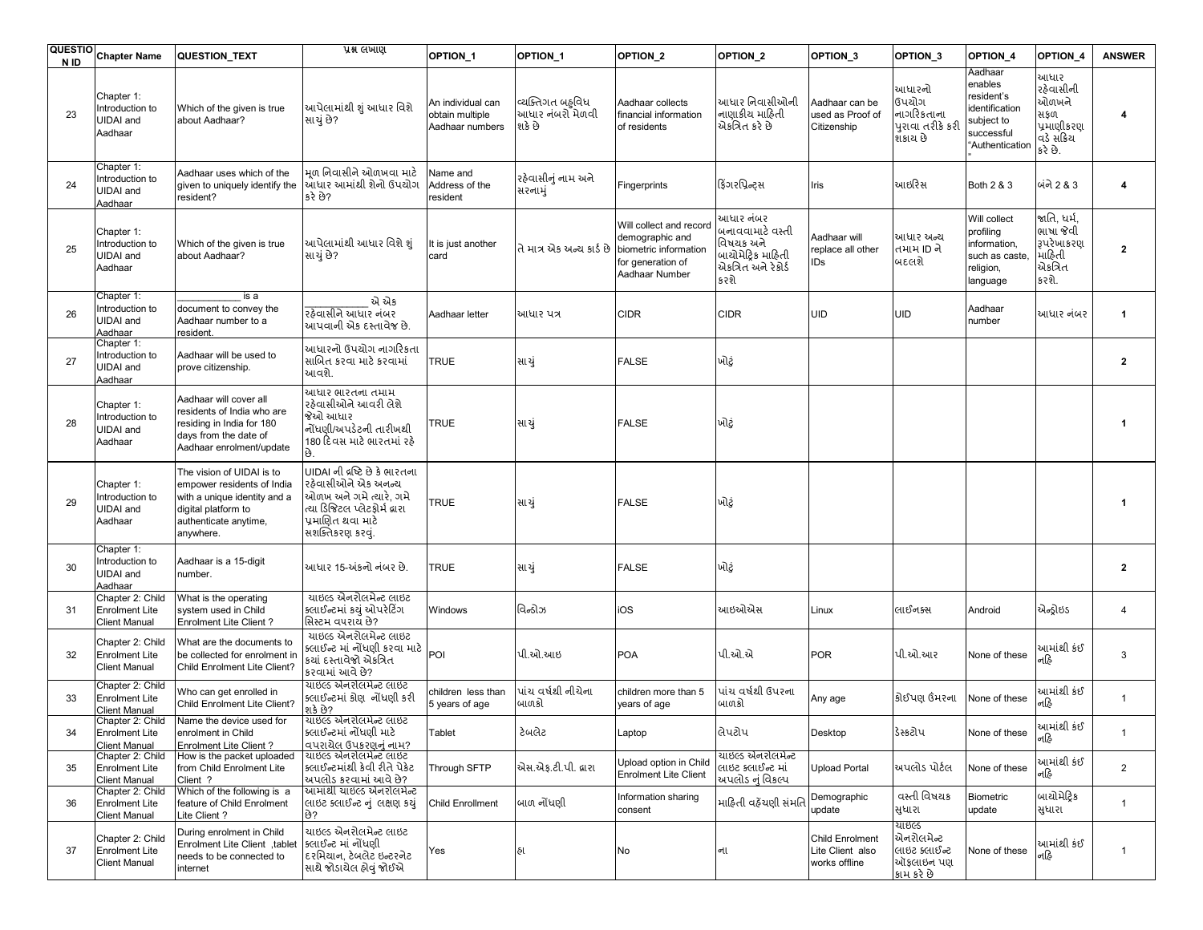| QUESTION ID | Chapter Name | QUESTION_TEXT | પ્રશ્ન લખાણ | OPTION_1 | OPTION_1 | OPTION_2 | OPTION_2 | OPTION_3 | OPTION_3 | OPTION_4 | OPTION_4 | ANSWER |
|---|---|---|---|---|---|---|---|---|---|---|---|---|
| 23 | Chapter 1: Introduction to UIDAI and Aadhaar | Which of the given is true about Aadhaar? | આપેલામાંથી શું આધાર વિશે સાચું છે? | An individual can obtain multiple Aadhaar numbers | વ્યક્તિગત બહુવિધ આધાર નંબરો મેળવી શકે છે | Aadhaar collects financial information of residents | આધાર નિવાસીઓની નાણાકીય માહિતી એકત્રિત કરે છે | Aadhaar can be used as Proof of Citizenship | આધારનો ઉપયોગ નાગરિકતાના પુરાવા તરીકે કરી શકાય છે | Aadhaar enables resident's identification subject to successful "Authentication" | આધાર રહેવાસીની ઓળખને સફળ પ્રમાણીકરણ વડે સક્રિય કરે છે. | 4 |
| 24 | Chapter 1: Introduction to UIDAI and Aadhaar | Aadhaar uses which of the given to uniquely identify the resident? | મૂળ નિવાસીને ઓળખવા માટે આધાર આમાંથી શેનો ઉપયોગ કરે છે? | Name and Address of the resident | રહેવાસીનું નામ અને સરનામું | Fingerprints | ફિંગરપ્રિન્ટ્સ | Iris | આઇરિસ | Both 2 & 3 | બંને 2 & 3 | 4 |
| 25 | Chapter 1: Introduction to UIDAI and Aadhaar | Which of the given is true about Aadhaar? | આપેલામાંથી આધાર વિશે શું સાચું છે? | It is just another card | તે માત્ર એક અન્ય કાર્ડ છે | Will collect and record demographic and biometric information for generation of Aadhaar Number | આધાર નંબર બનાવવામાટે વસ્તી વિષયક અને બાયોમેટ્રિક માહિતી એકત્રિત અને રેકોર્ડ કરશે | Aadhaar will replace all other IDs | આધાર અન્ય તમામ ID ને બદલશે | Will collect profiling information, such as caste, religion, language | જાતિ, ધર્મ, ભાષા જેવી રૂપરેખાકરણ માહિતી એકત્રિત કરશે. | 2 |
| 26 | Chapter 1: Introduction to UIDAI and Aadhaar | ___________ is a document to convey the Aadhaar number to a resident. | ___________ એ એક રહેવાસીને આધાર નંબર આપવાની એક દસ્તાવેજ છે. | Aadhaar letter | આધાર પત્ર | CIDR | CIDR | UID | UID | Aadhaar number | આધાર નંબર | 1 |
| 27 | Chapter 1: Introduction to UIDAI and Aadhaar | Aadhaar will be used to prove citizenship. | આધારનો ઉપયોગ નાગરિકતા સાબિત કરવા માટે કરવામાં આવશે. | TRUE | સાચું | FALSE | ખોટું | | | | | 2 |
| 28 | Chapter 1: Introduction to UIDAI and Aadhaar | Aadhaar will cover all residents of India who are residing in India for 180 days from the date of Aadhaar enrolment/update | આધાર ભારતના તમામ રહેવાસીઓને આવરી લેશે જેઓ આધાર નોંધણી/અપડેટની તારીખથી 180 દિવસ માટે ભારતમાં રહે છે. | TRUE | સાચું | FALSE | ખોટું | | | | | 1 |
| 29 | Chapter 1: Introduction to UIDAI and Aadhaar | The vision of UIDAI is to empower residents of India with a unique identity and a digital platform to authenticate anytime, anywhere. | UIDAI ની દ્રષ્ટિ છે કે ભારતના રહેવાસીઓને એક અનન્ય ઓળખ અને ગમે ત્યારે, ગમે ત્યા ડિજિટલ પ્લેટફોર્મ દ્વારા પ્રમાણિત થવા માટે સશક્તિકરણ કરવું. | TRUE | સાચું | FALSE | ખોટું | | | | | 1 |
| 30 | Chapter 1: Introduction to UIDAI and Aadhaar | Aadhaar is a 15-digit number. | આધાર 15-અંકનો નંબર છે. | TRUE | સાચું | FALSE | ખોટું | | | | | 2 |
| 31 | Chapter 2: Child Enrolment Lite Client Manual | What is the operating system used in Child Enrolment Lite Client ? | ચાઇલ્ડ એનરોલમેન્ટ લાઇટ ક્લાઈન્ટમાં કયું ઓપરેટિંગ સિસ્ટમ વપરાય છે? | Windows | વિન્ડોઝ | iOS | આઇઓએસ | Linux | લાઈનક્સ | Android | એન્ડ્રોઇડ | 4 |
| 32 | Chapter 2: Child Enrolment Lite Client Manual | What are the documents to be collected for enrolment in Child Enrolment Lite Client? | ચાઇલ્ડ એનરોલમેન્ટ લાઇટ ક્લાઈન્ટ માં નોંધણી કરવા માટે કયાં દસ્તાવેજો એકત્રિત કરવામાં આવે છે? | POI | પી.ઓ.આઇ | POA | પી.ઓ.એ | POR | પી.ઓ.આર | None of these | આમાંથી કંઈ નહિ | 3 |
| 33 | Chapter 2: Child Enrolment Lite Client Manual | Who can get enrolled in Child Enrolment Lite Client? | ચાઇલ્ડ એનરોલમેન્ટ લાઇટ ક્લાઈન્ટમાં કોણ નોંધણી કરી શકે છે? | children less than 5 years of age | પાંચ વર્ષથી નીચેના બાળકો | children more than 5 years of age | પાંચ વર્ષથી ઉપરના બાળકો | Any age | કોઈપણ ઉંમરના | None of these | આમાંથી કંઈ નહિ | 1 |
| 34 | Chapter 2: Child Enrolment Lite Client Manual | Name the device used for enrolment in Child Enrolment Lite Client ? | ચાઇલ્ડ એનરોલમેન્ટ લાઇટ ક્લાઈન્ટમાં નોંધણી માટે વપરાયેલ ઉપકરણનું નામ? | Tablet | ટેબલેટ | Laptop | લેપટોપ | Desktop | ડેસ્કટોપ | None of these | આમાંથી કંઈ નહિ | 1 |
| 35 | Chapter 2: Child Enrolment Lite Client Manual | How is the packet uploaded from Child Enrolment Lite Client ? | ચાઇલ્ડ એનરોલમેન્ટ લાઇટ ક્લાઈન્ટમાંથી કેવી રીતે પેકેટ અપલોડ કરવામાં આવે છે? | Through SFTP | એસ.એફ.ટી.પી. દ્વારા | Upload option in Child Enrolment Lite Client | ચાઇલ્ડ એનરોલમેન્ટ લાઇટ ક્લાઈન્ટ માં અપલોડ નું વિકલ્પ | Upload Portal | અપલોડ પોર્ટલ | None of these | આમાંથી કંઈ નહિ | 2 |
| 36 | Chapter 2: Child Enrolment Lite Client Manual | Which of the following is a feature of Child Enrolment Lite Client ? | આમાંથી ચાઇલ્ડ એનરોલમેન્ટ લાઇટ ક્લાઈન્ટ નું લક્ષણ કયું છે? | Child Enrollment | બાળ નોંધણી | Information sharing consent | માહિતી વહેંચણી સંમતિ | Demographic update | વસ્તી વિષયક સુધારા | Biometric update | બાયોમેટ્રિક સુધારા | 1 |
| 37 | Chapter 2: Child Enrolment Lite Client Manual | During enrolment in Child Enrolment Lite Client ,tablet needs to be connected to internet | ચાઇલ્ડ એનરોલમેન્ટ લાઇટ ક્લાઈન્ટ માં નોંધણી દરમિયાન, ટેબલેટ ઇન્ટરનેટ સાથે જોડાયેલ હોવું જોઈએ | Yes | હા | No | ના | Child Enrolment Lite Client also works offline | ચાઇલ્ડ એનરોલમેન્ટ લાઇટ ક્લાઈન્ટ ઑફલાઇન પણ કામ કરે છે | None of these | આમાંથી કંઈ નહિ | 1 |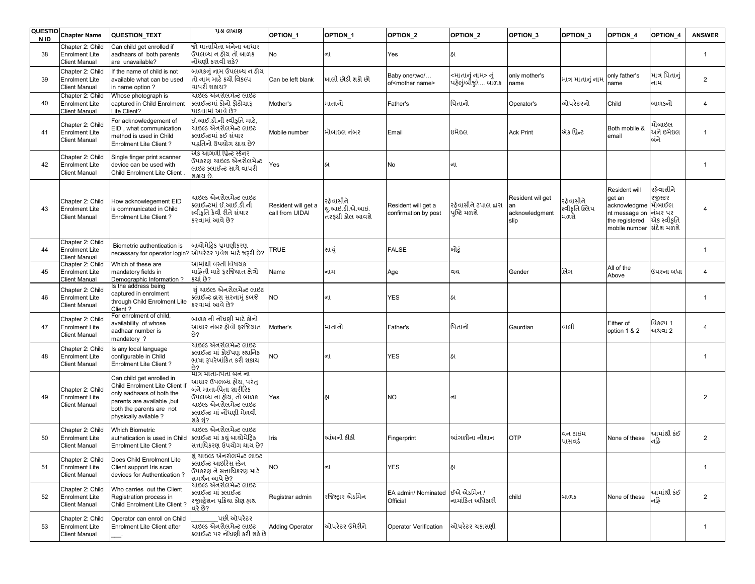| QUESTION ID | Chapter Name | QUESTION_TEXT | પ્રશ્ન લખાણ | OPTION_1 | OPTION_1 | OPTION_2 | OPTION_2 | OPTION_3 | OPTION_3 | OPTION_4 | OPTION_4 | ANSWER |
|---|---|---|---|---|---|---|---|---|---|---|---|---|
| 38 | Chapter 2: Child Enrolment Lite Client Manual | Can child get enrolled if aadhaars of both parents are unavailable? | જો માતાપિતા બંનેના આધાર ઉપલબ્ધ ન હોય તો બાળક નોંધણી કરાવી શકે? | No | ના | Yes | હા | | | | | 1 |
| 39 | Chapter 2: Child Enrolment Lite Client Manual | If the name of child is not available what can be used in name option ? | બાળકનું નામ ઉપલબ્ધ ન હોય તો નામ માટે કયો વિકલ્પ વાપરી શકાય? | Can be left blank | ખાલી છોડી શકો છો | Baby one/two/… of<mother name> | <માતાનું નામ> નું પહેલું/બીજું/.... બાળક | only mother's name | માત્ર માતાનું નામ | only father's name | માત્ર પિતાનું નામ | 2 |
| 40 | Chapter 2: Child Enrolment Lite Client Manual | Whose photograph is captured in Child Enrolment Lite Client? | ચાઇલ્ડ એનરોલમેન્ટ લાઇટ ક્લાઈન્ટમાં કોનો ફોટોગ્રાફ પાડવામાં આવે છે? | Mother's | માતાનો | Father's | પિતાનો | Operator's | ઓપરેટરનો | Child | બાળકનો | 4 |
| 41 | Chapter 2: Child Enrolment Lite Client Manual | For acknowledgement of EID , what communication method is used in Child Enrolment Lite Client ? | ઈ.આઈ.ડી.ની સ્વીકૃતિ માટે, ચાઇલ્ડ એનરોલમેન્ટ લાઇટ ક્લાઈન્ટમાં કઈ સંચાર પદ્ધતિનો ઉપયોગ થાય છે? | Mobile number | મોબાઇલ નંબર | Email | ઇમેઇલ | Ack Print | એક પ્રિન્ટ | Both mobile & email | મોબાઇલ અને ઇમેઇલ બંને | 1 |
| 42 | Chapter 2: Child Enrolment Lite Client Manual | Single finger print scanner device can be used with Child Enrolment Lite Client . | એક આંગળી પ્રિન્ટ સ્કેનર ઉપકરણ ચાઇલ્ડ એનરોલમેન્ટ લાઇટ ક્લાઈન્ટ સાથે વાપરી શકાય છે. | Yes | હા | No | ના | | | | | 1 |
| 43 | Chapter 2: Child Enrolment Lite Client Manual | How acknowlegement EID is communicated in Child Enrolment Lite Client ? | ચાઇલ્ડ એનરોલમેન્ટ લાઇટ ક્લાઈન્ટમાં ઈ.આઈ.ડી.ની સ્વીકૃતિ કેવી રીતે સંચાર કરવામાં આવે છે? | Resident will get a call from UIDAI | રહેવાસીને યુ.આઇ.ડી.એ.આઇ. તરફથી કોલ આવશે | Resident will get a confirmation by post | રહેવાસીને ટપાલ દ્વારા પુષ્ટિ મળશે | Resident wil get an acknowledgment slip | રહેવાસીને સ્વીકૃતિ સ્લિપ મળશે | Resident will get an acknowledgment message on the registered mobile number | રહેવાસીને રજીસ્ટર મોબાઈલ નંબર પર એક સ્વીકૃતિ સંદેશ મળશે | 4 |
| 44 | Chapter 2: Child Enrolment Lite Client Manual | Biometric authentication is necessary for operator login? | બાયોમેટ્રિક પ્રમાણીકરણ ઓપરેટર પ્રવેશ માટે જરૂરી છે? | TRUE | સાચું | FALSE | ખોટું | | | | | 1 |
| 45 | Chapter 2: Child Enrolment Lite Client Manual | Which of these are mandatory fields in Demographic Information ? | આમાંથી વસ્તી વિષયક માહિતી માટે ફરજિયાત ક્ષેત્રો કયાં છે? | Name | નામ | Age | વય | Gender | લિંગ | All of the Above | ઉપરના બધા | 4 |
| 46 | Chapter 2: Child Enrolment Lite Client Manual | Is the address being captured in enrolment through Child Enrolment Lite Client ? | શું ચાઇલ્ડ એનરોલમેન્ટ લાઇટ ક્લાઈન્ટ દ્વારા સરનામું કબજે કરવામાં આવે છે? | NO | ના | YES | હા | | | | | 1 |
| 47 | Chapter 2: Child Enrolment Lite Client Manual | For enrolment of child, availability of whose aadhaar number is mandatory ? | બાળક ની નોંધણી માટે કોનો આધાર નંબર હોવો ફરજિયાત છે? | Mother's | માતાનો | Father's | પિતાનો | Gaurdian | વાલી | Either of option 1 & 2 | વિકલ્પ 1 અથવા 2 | 4 |
| 48 | Chapter 2: Child Enrolment Lite Client Manual | Is any local language configurable in Child Enrolment Lite Client ? | ચાઇલ્ડ એનરોલમેન્ટ લાઇટ ક્લાઈન્ટ માં કોઈપણ સ્થાનિક ભાષા રૂપરેખાંકિત કરી શકાય છે? | NO | ના | YES | હા | | | | | 1 |
| 49 | Chapter 2: Child Enrolment Lite Client Manual | Can child get enrolled in Child Enrolment Lite Client if only aadhaars of both the parents are available ,but both the parents are not physically avilable ? | માત્ર માતા-પિતા બંને ના આધાર ઉપલબ્ધ હોય, પરંતુ બંને માતા-પિતા શારીરિક ઉપલબ્ધ ના હોય, તો બાળક ચાઇલ્ડ એનરોલમેન્ટ લાઇટ ક્લાઈન્ટ માં નોંધણી મેળવી શકે શું? | Yes | હા | NO | ના | | | | | 2 |
| 50 | Chapter 2: Child Enrolment Lite Client Manual | Which Biometric authetication is used in Child Enrolment Lite Client ? | ચાઇલ્ડ એનરોલમેન્ટ લાઇટ ક્લાઈન્ટ માં કયું બાયોમેટ્રિક સત્તાધિકરણ ઉપયોગ થાય છે? | Iris | આંખની કીકી | Fingerprint | આંગળીના નીશાન | OTP | વન ટાઇમ પાસવર્ડ | None of these | આમાંથી કંઈ નહિ | 2 |
| 51 | Chapter 2: Child Enrolment Lite Client Manual | Does Child Enrolment Lite Client support Iris scan devices for Authentication ? | શુ ચાઇલ્ડ એનરોલમેન્ટ લાઇટ ક્લાઈન્ટ આઇરિસ સ્કેન ઉપકરણ ને સત્તાધિકરણ માટે સમર્થન આપે છે? | NO | ના | YES | હા | | | | | 1 |
| 52 | Chapter 2: Child Enrolment Lite Client Manual | Who carries out the Client Registration process in Child Enrolment Lite Client ? | ચાઇલ્ડ એનરોલમેન્ટ લાઇટ ક્લાઈન્ટ માં ક્લાઈન્ટ રજીસ્ટ્રેશન પ્રક્રિયા કોણ હાથ ધરે છે? | Registrar admin | રજિસ્ટ્રાર એડમિન | EA admin/ Nominated Official | ઈએ એડમિન / નામાંકિત અધિકારી | child | બાળક | None of these | આમાંથી કંઈ નહિ | 2 |
| 53 | Chapter 2: Child Enrolment Lite Client Manual | Operator can enroll on Child Enrolment Lite Client after ___. | ________પછી ઑપરેટર ચાઇલ્ડ એનરોલમેન્ટ લાઇટ ક્લાઈન્ટ પર નોંધણી કરી શકે છે | Adding Operator | ઓપરેટર ઉમેરીને | Operator Verification | ઓપરેટર ચકાસણી | | | | | 1 |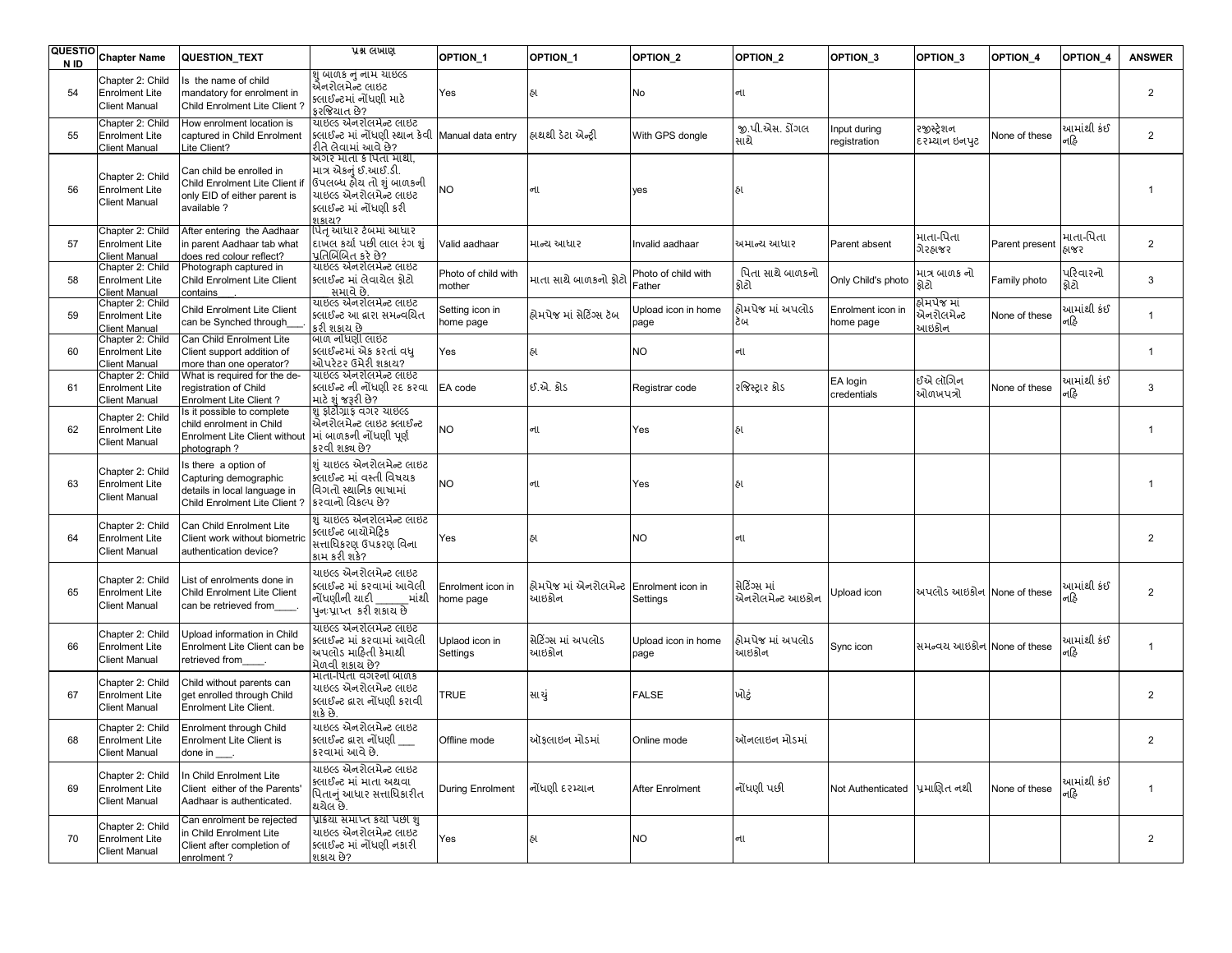| QUESTION ID | Chapter Name | QUESTION_TEXT | પ્રશ્ન લખાણ | OPTION_1 | OPTION_1 | OPTION_2 | OPTION_2 | OPTION_3 | OPTION_3 | OPTION_4 | OPTION_4 | ANSWER |
|---|---|---|---|---|---|---|---|---|---|---|---|---|
| 54 | Chapter 2: Child Enrolment Lite Client Manual | Is the name of child mandatory for enrolment in Child Enrolment Lite Client ? | શુ બાળક નુ નામ ચાઇલ્ડ એનરોલમેન્ટ લાઇટ ક્લાઈન્ટમાં નોંધણી માટે ફરજિયાત છે? | Yes | હા | No | ના | | | | | 2 |
| 55 | Chapter 2: Child Enrolment Lite Client Manual | How enrolment location is captured in Child Enrolment Lite Client? | ચાઇલ્ડ એનરોલમેન્ટ લાઇટ ક્લાઈન્ટ માં નોંધણી સ્થાન કેવી રીતે લેવામાં આવે છે? | Manual data entry | હાથથી ડેટા એન્ટ્રી | With GPS dongle | જી.પી.એસ. ડોંગલ સાથે | Input during registration | રજીસ્ટ્રેશન દરમ્યાન ઇનપુટ | None of these | આમાંથી કંઈ નહિ | 2 |
| 56 | Chapter 2: Child Enrolment Lite Client Manual | Can child be enrolled in Child Enrolment Lite Client if only EID of either parent is available ? | અગર માતા કે પિતા માથી, માત્ર એકનું ઈ.આઈ.ડી. ઉપલબ્ધ હોય તો શું બાળકની ચાઇલ્ડ એનરોલમેન્ટ લાઇટ ક્લાઈન્ટ માં નોંધણી કરી શકાય? | NO | ના | yes | હા | | | | | 1 |
| 57 | Chapter 2: Child Enrolment Lite Client Manual | After entering the Aadhaar in parent Aadhaar tab what does red colour reflect? | પિતૃ આધાર ટેબમાં આધાર દાખલ કર્યા પછી લાલ રંગ શું પ્રતિબિંબિત કરે છે? | Valid aadhaar | માન્ય આધાર | Invalid aadhaar | અમાન્ય આધાર | Parent absent | માતા-પિતા ગેરહાજર | Parent present | માતા-પિતા હાજર | 2 |
| 58 | Chapter 2: Child Enrolment Lite Client Manual | Photograph captured in Child Enrolment Lite Client contains___. | ચાઇલ્ડ એનરોલમેન્ટ લાઇટ ક્લાઈન્ટ માં લેવાયેલ ફોટો ___ સમાવે છે. | Photo of child with mother | માતા સાથે બાળકનો ફોટો | Photo of child with Father | પિતા સાથે બાળકનો ફોટો | Only Child's photo | માત્ર બાળક નો ફોટો | Family photo | પરિવારનો ફોટો | 3 |
| 59 | Chapter 2: Child Enrolment Lite Client Manual | Child Enrolment Lite Client can be Synched through___. | ચાઇલ્ડ એનરોલમેન્ટ લાઇટ ક્લાઈન્ટ આ દ્વારા સમન્વયિત કરી શકાય છે ___ | Setting icon in home page | હોમપેજ માં સેટિંગ્સ ટેબ | Upload icon in home page | હોમપેજ માં અપલોડ ટેબ | Enrolment icon in home page | હોમપેજ માં એનરોલમેન્ટ આઇકોન | None of these | આમાંથી કંઈ નહિ | 1 |
| 60 | Chapter 2: Child Enrolment Lite Client Manual | Can Child Enrolment Lite Client support addition of more than one operator? | બાળ નોંધણી લાઇટ ક્લાઈન્ટમાં એક કરતાં વધુ ઓપરેટર ઉમેરી શકાય? | Yes | હા | NO | ના | | | | | 1 |
| 61 | Chapter 2: Child Enrolment Lite Client Manual | What is required for the de-registration of Child Enrolment Lite Client ? | ચાઇલ્ડ એનરોલમેન્ટ લાઇટ ક્લાઈન્ટ ની નોંધણી રદ કરવા માટે શું જરૂરી છે? | EA code | ઈ.એ. કોડ | Registrar code | રજિસ્ટ્રાર કોડ | EA login credentials | ઈએ લૉગિન ઓળખપત્રો | None of these | આમાંથી કંઈ નહિ | 3 |
| 62 | Chapter 2: Child Enrolment Lite Client Manual | Is it possible to complete child enrolment in Child Enrolment Lite Client without photograph ? | શું ફોટોગ્રાફ વગર ચાઇલ્ડ એનરોલમેન્ટ લાઇટ ક્લાઈન્ટ માં બાળકની નોંધણી પૂર્ણ કરવી શક્ય છે? | NO | ના | Yes | હા | | | | | 1 |
| 63 | Chapter 2: Child Enrolment Lite Client Manual | Is there a option of Capturing demographic details in local language in Child Enrolment Lite Client ? | શું ચાઇલ્ડ એનરોલમેન્ટ લાઇટ ક્લાઈન્ટ માં વસ્તી વિષયક વિગતો સ્થાનિક ભાષામાં કરવાનો વિકલ્પ છે? | NO | ના | Yes | હા | | | | | 1 |
| 64 | Chapter 2: Child Enrolment Lite Client Manual | Can Child Enrolment Lite Client work without biometric authentication device? | શુ ચાઇલ્ડ એનરોલમેન્ટ લાઇટ ક્લાઈન્ટ બાયોમેટ્રિક સત્તાધિકરણ ઉપકરણ વિના કામ કરી શકે? | Yes | હા | NO | ના | | | | | 2 |
| 65 | Chapter 2: Child Enrolment Lite Client Manual | List of enrolments done in Child Enrolment Lite Client can be retrieved from____. | ચાઇલ્ડ એનરોલમેન્ટ લાઇટ ક્લાઈન્ટ માં કરવામાં આવેલી નોંધણીની યાદી ______માંથી પુનઃપ્રાપ્ત કરી શકાય છે | Enrolment icon in home page | હોમપેજ માં એનરોલમેન્ટ આઇકોન | Enrolment icon in Settings | સેટિંગ્સ માં એનરોલમેન્ટ આઇકોન | Upload icon | અપલોડ આઇકોન | None of these | આમાંથી કંઈ નહિ | 2 |
| 66 | Chapter 2: Child Enrolment Lite Client Manual | Upload information in Child Enrolment Lite Client can be retrieved from____. | ચાઇલ્ડ એનરોલમેન્ટ લાઇટ ક્લાઈન્ટ માં કરવામાં આવેલી અપલોડ માહિતી કેમાથી મેળવી શકાય છે? | Uplaod icon in Settings | સેટિંગ્સ માં અપલોડ આઇકોન | Upload icon in home page | હોમપેજ માં અપલોડ આઇકોન | Sync icon | સમન્વય આઇકોન | None of these | આમાંથી કંઈ નહિ | 1 |
| 67 | Chapter 2: Child Enrolment Lite Client Manual | Child without parents can get enrolled through Child Enrolment Lite Client. | માતા-પિતા વગરના બાળક ચાઇલ્ડ એનરોલમેન્ટ લાઇટ ક્લાઈન્ટ દ્વારા નોંધણી કરાવી શકે છે. | TRUE | સાચું | FALSE | ખોટું | | | | | 2 |
| 68 | Chapter 2: Child Enrolment Lite Client Manual | Enrolment through Child Enrolment Lite Client is done in ___. | ચાઇલ્ડ એનરોલમેન્ટ લાઇટ ક્લાઈન્ટ દ્વારા નોંધણી ___ કરવામાં આવે છે. | Offline mode | ઑફલાઇન મોડમાં | Online mode | ઑનલાઇન મોડમાં | | | | | 2 |
| 69 | Chapter 2: Child Enrolment Lite Client Manual | In Child Enrolment Lite Client either of the Parents' Aadhaar is authenticated. | ચાઇલ્ડ એનરોલમેન્ટ લાઇટ ક્લાઈન્ટ માં માતા અથવા પિતાનું આધાર સત્તાધિકારીત થયેલ છે. | During Enrolment | નોંધણી દરમ્યાન | After Enrolment | નોંધણી પછી | Not Authenticated | પ્રમાણિત નથી | None of these | આમાંથી કંઈ નહિ | 1 |
| 70 | Chapter 2: Child Enrolment Lite Client Manual | Can enrolment be rejected in Child Enrolment Lite Client after completion of enrolment ? | પ્રક્રિયા સમાપ્ત કર્યા પછી શુ ચાઇલ્ડ એનરોલમેન્ટ લાઇટ ક્લાઈન્ટ માં નોંધણી નકારી શકાય છે? | Yes | હા | NO | ના | | | | | 2 |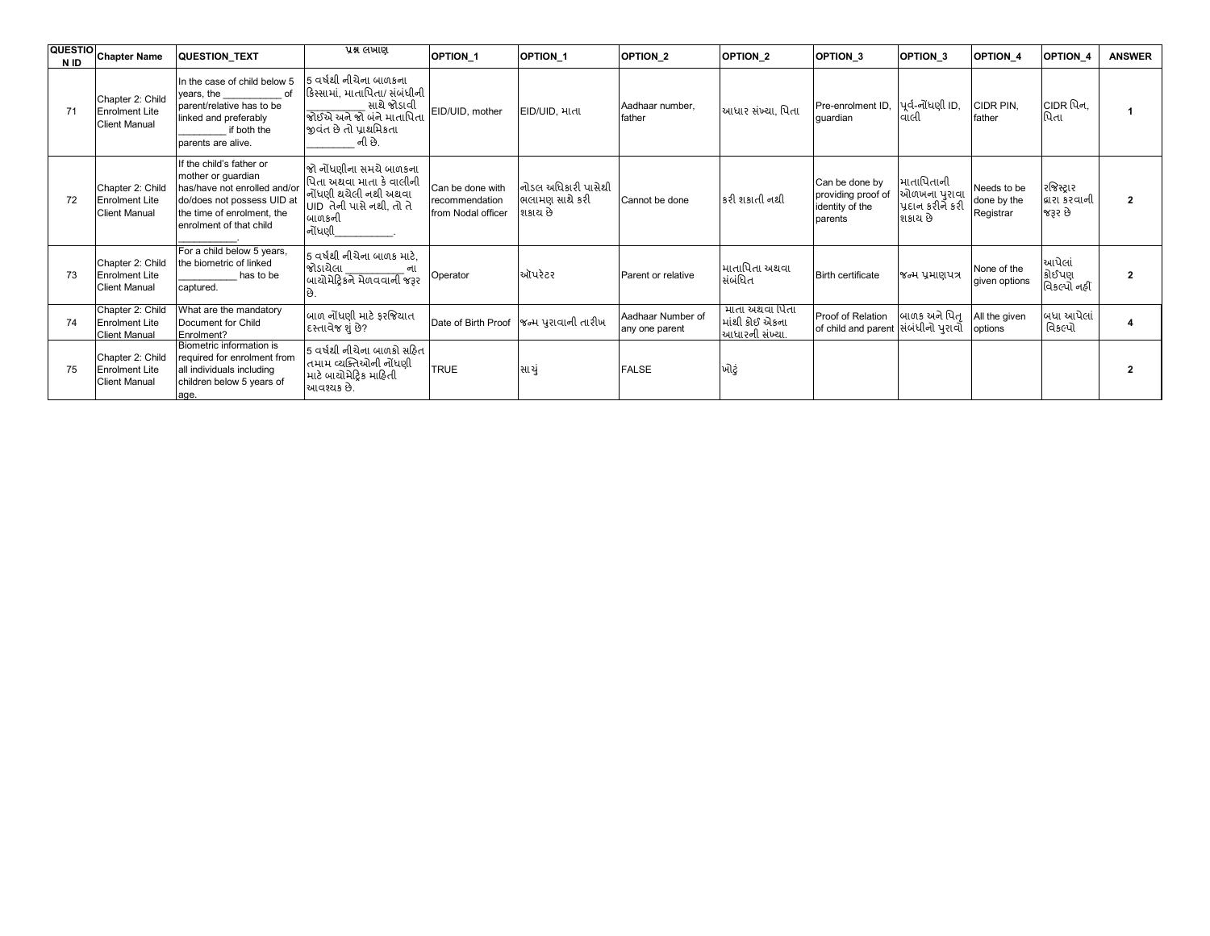| QUESTION ID | Chapter Name | QUESTION_TEXT | પ્રશ્ન લખાણ | OPTION_1 | OPTION_1 | OPTION_2 | OPTION_2 | OPTION_3 | OPTION_3 | OPTION_4 | OPTION_4 | ANSWER |
|---|---|---|---|---|---|---|---|---|---|---|---|---|
| 71 | Chapter 2: Child Enrolment Lite Client Manual | In the case of child below 5 years, the ___________ of parent/relative has to be linked and preferably _________ if both the parents are alive. | 5 વર્ષથી નીચેના બાળકના કિસ્સામાં, માતાપિતા/ સંબંધીની ___________ સાથે જોડાવી જોઈએ અને જો બંને માતાપિતા જીવંત છે તો પ્રાથમિકતા _________ ની છે. | EID/UID, mother | EID/UID, માતા | Aadhaar number, father | આધાર સંખ્યા, પિતા | Pre-enrolment ID, guardian | પૂર્વ-નોંધણી ID, વાલી | CIDR PIN, father | CIDR પિન, પિતા | 1 |
| 72 | Chapter 2: Child Enrolment Lite Client Manual | If the child's father or mother or guardian has/have not enrolled and/or do/does not possess UID at the time of enrolment, the enrolment of that child ___________. | જો નોંધણીના સમયે બાળકના પિતા અથવા માતા કે વાલીની નોંધણી થયેલી નથી અથવા UID તેની પાસે નથી, તો તે બાળકની નોંધણી___________. | Can be done with recommendation from Nodal officer | નોડલ અધિકારી પાસેથી ભલામણ સાથે કરી શકાય છે | Cannot be done | કરી શકાતી નથી | Can be done by providing proof of identity of the parents | માતાપિતાની ઓળખના પુરાવા પ્રદાન કરીને કરી શકાય છે | Needs to be done by the Registrar | રજિસ્ટ્રાર દ્વારા કરવાની જરૂર છે | 2 |
| 73 | Chapter 2: Child Enrolment Lite Client Manual | For a child below 5 years, the biometric of linked ___________ has to be captured. | 5 વર્ષથી નીચેના બાળક માટે, જોડાયેલા ___________ ના બાયોમેટ્રિકને મેળવવાની જરૂર છે. | Operator | ઓપરેટર | Parent or relative | માતાપિતા અથવા સંબંધિત | Birth certificate | જન્મ પ્રમાણપત્ર | None of the given options | આપેલાં કોઈપણ વિકલ્પો નહીં | 2 |
| 74 | Chapter 2: Child Enrolment Lite Client Manual | What are the mandatory Document for Child Enrolment? | બાળ નોંધણી માટે ફરજિયાત દસ્તાવેજ શું છે? | Date of Birth Proof | જન્મ પુરાવાની તારીખ | Aadhaar Number of any one parent | માતા અથવા પિતા માંથી કોઈ એકના આધારની સંખ્યા. | Proof of Relation of child and parent | બાળક અને પિતૃ સંબંધીનો પુરાવો | All the given options | બધા આપેલાં વિકલ્પો | 4 |
| 75 | Chapter 2: Child Enrolment Lite Client Manual | Biometric information is required for enrolment from all individuals including children below 5 years of age. | 5 વર્ષથી નીચેના બાળકો સહિત તમામ વ્યક્તિઓની નોંધણી માટે બાયોમેટ્રિક માહિતી આવશ્યક છે. | TRUE | સાચું | FALSE | ખોટું | | | | | 2 |